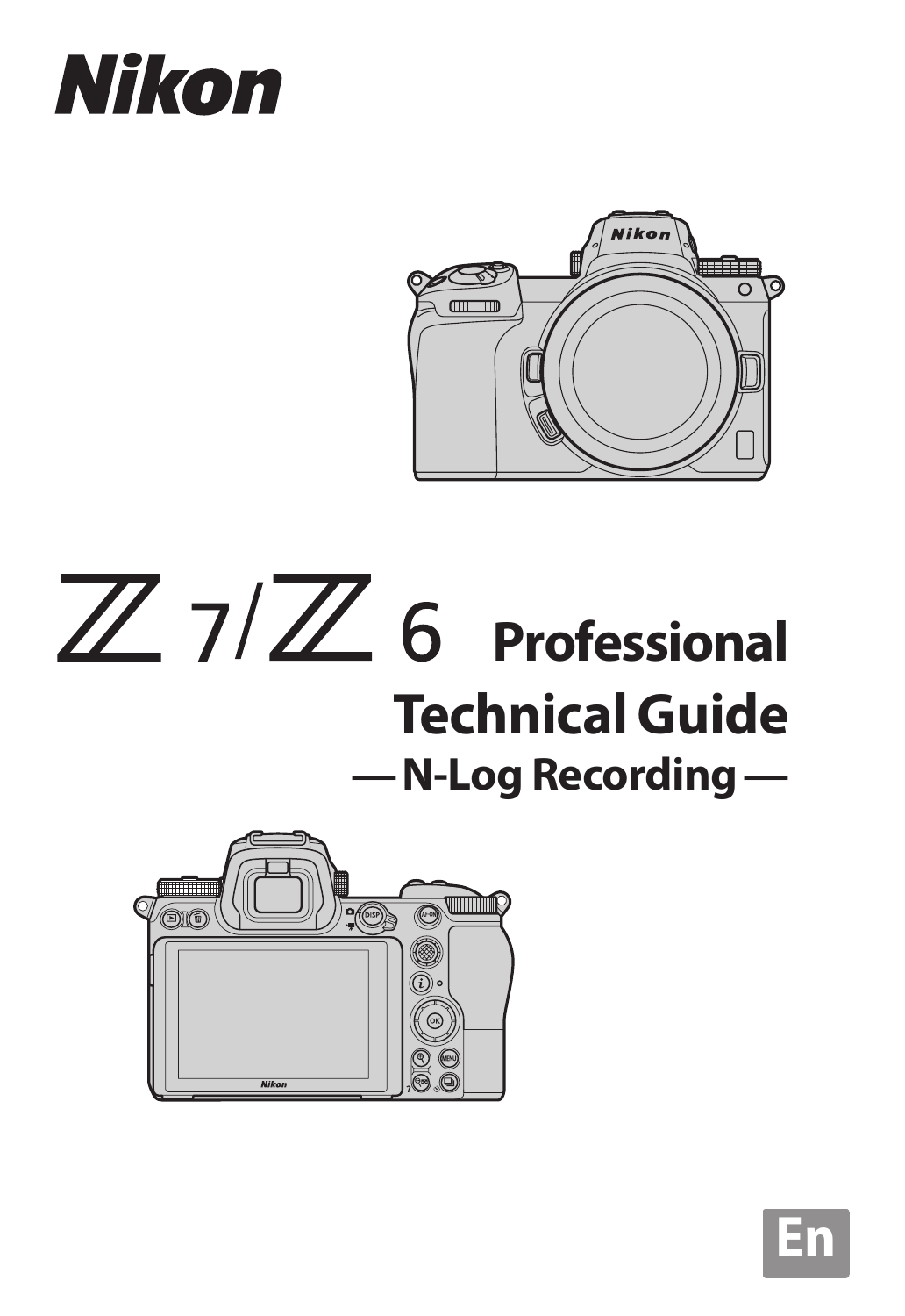Nikon

# Z 7/Z 6 Professional Technical Guide

## — N-Log Recording —

En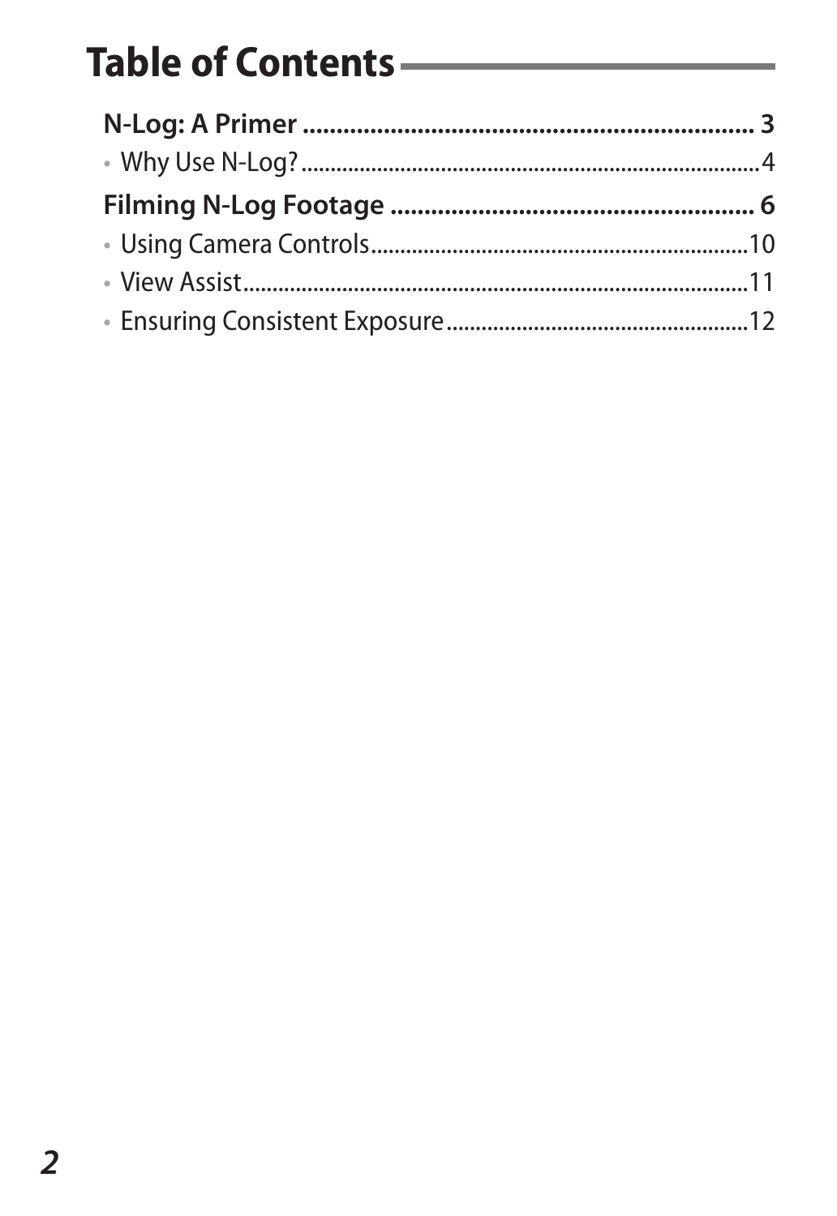# Table of Contents

**N-Log: A Primer .................................................................. 3**

- Why Use N-Log? .............................................................................4

**Filming N-Log Footage .................................................... 6**

- Using Camera Controls ................................................................10
- View Assist ......................................................................................11
- Ensuring Consistent Exposure ....................................................12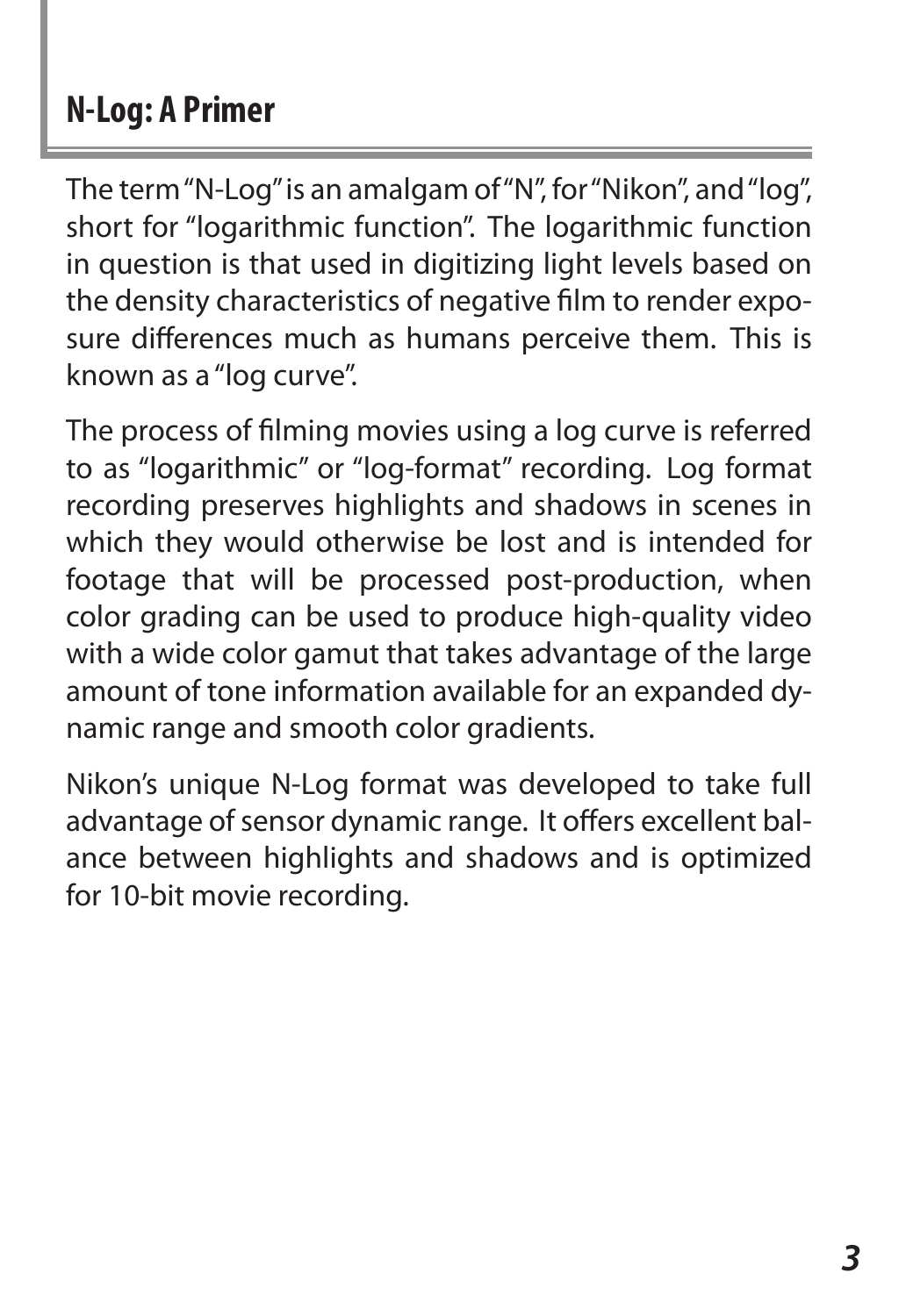## N-Log: A Primer

The term "N-Log" is an amalgam of "N", for "Nikon", and "log", short for "logarithmic function". The logarithmic function in question is that used in digitizing light levels based on the density characteristics of negative film to render exposure differences much as humans perceive them. This is known as a "log curve".

The process of filming movies using a log curve is referred to as "logarithmic" or "log-format" recording. Log format recording preserves highlights and shadows in scenes in which they would otherwise be lost and is intended for footage that will be processed post-production, when color grading can be used to produce high-quality video with a wide color gamut that takes advantage of the large amount of tone information available for an expanded dynamic range and smooth color gradients.

Nikon's unique N-Log format was developed to take full advantage of sensor dynamic range. It offers excellent balance between highlights and shadows and is optimized for 10-bit movie recording.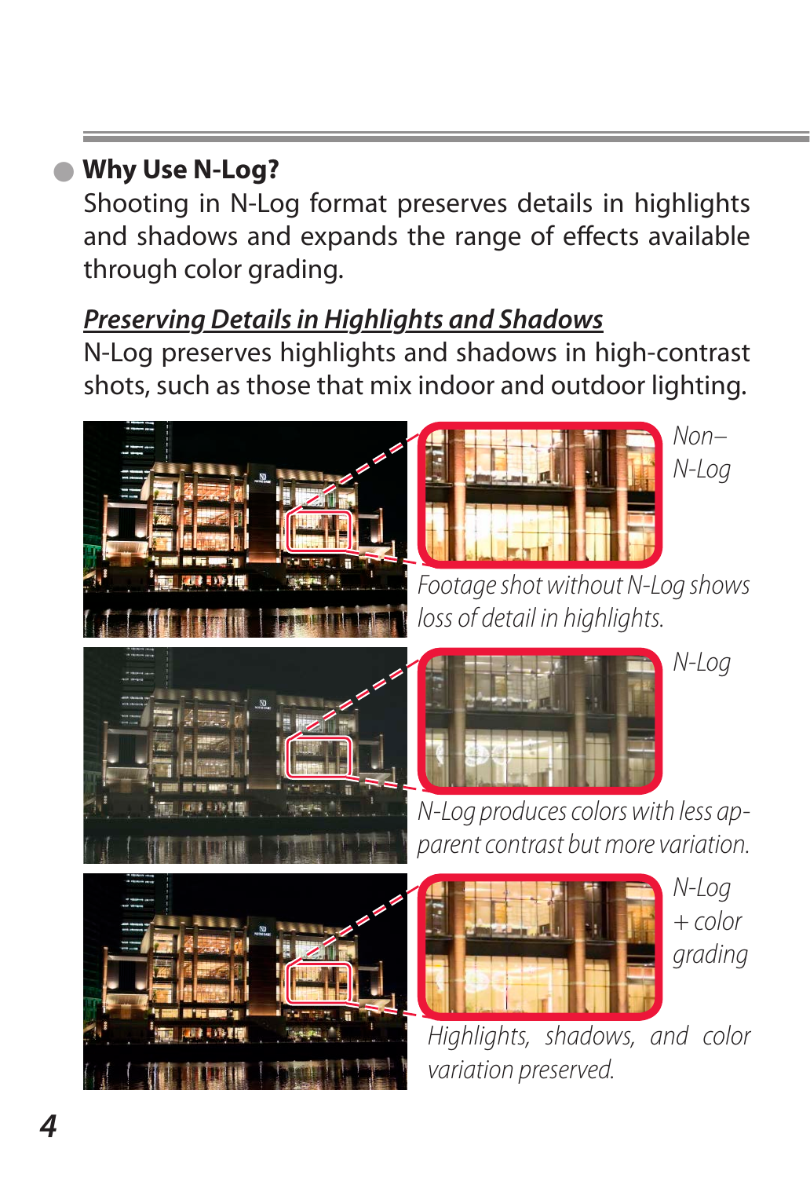## Why Use N-Log?

Shooting in N-Log format preserves details in highlights and shadows and expands the range of effects available through color grading.

***Preserving Details in Highlights and Shadows***

N-Log preserves highlights and shadows in high-contrast shots, such as those that mix indoor and outdoor lighting.

*Non–N-Log*

*Footage shot without N-Log shows loss of detail in highlights.*

*N-Log*

*N-Log produces colors with less apparent contrast but more variation.*

*N-Log + color grading*

*Highlights, shadows, and color variation preserved.*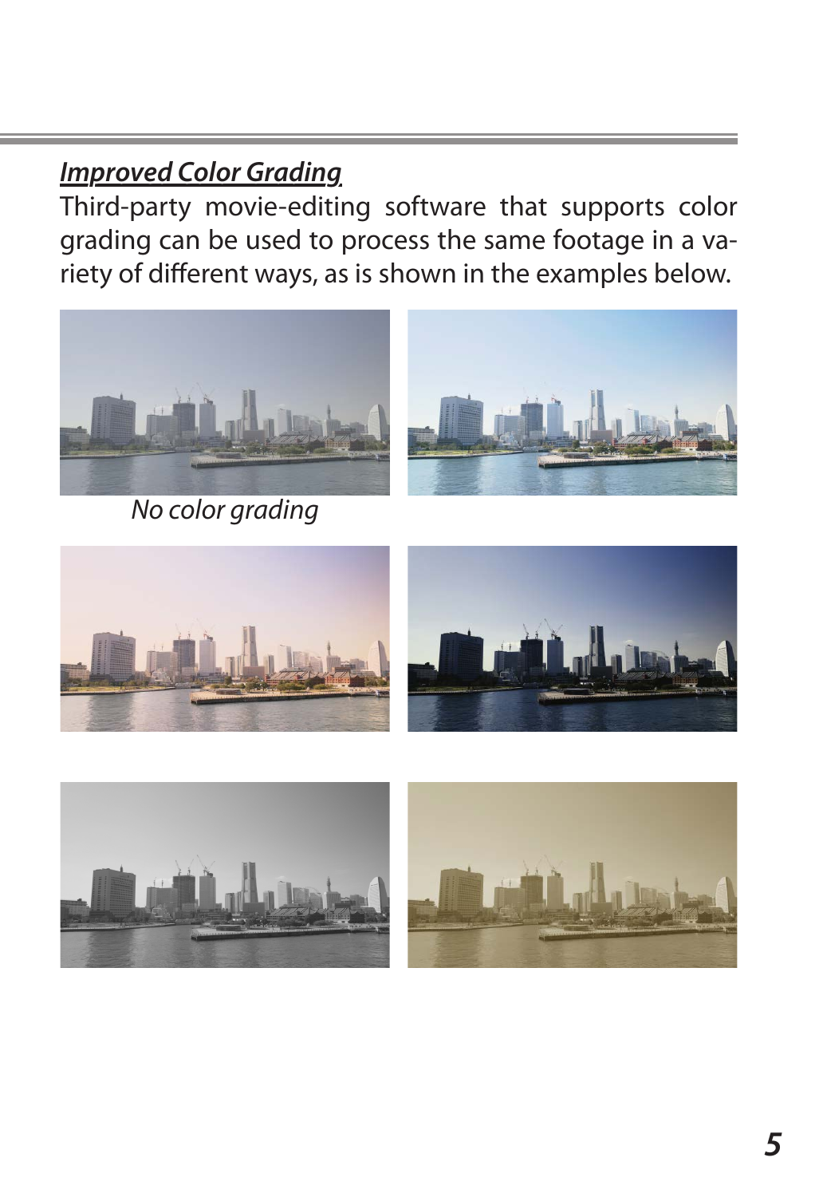## ***Improved Color Grading***

Third-party movie-editing software that supports color grading can be used to process the same footage in a variety of different ways, as is shown in the examples below.

*No color grading*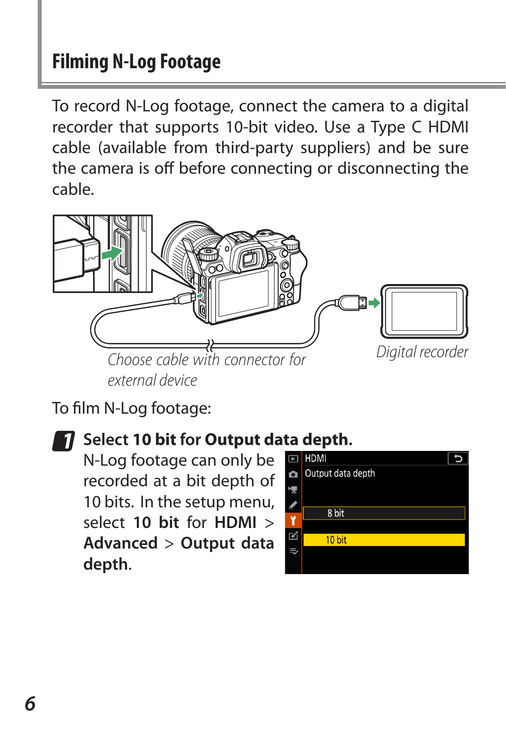## Filming N-Log Footage

To record N-Log footage, connect the camera to a digital recorder that supports 10-bit video. Use a Type C HDMI cable (available from third-party suppliers) and be sure the camera is off before connecting or disconnecting the cable.

*Choose cable with connector for external device*

*Digital recorder*

To film N-Log footage:

1. **Select 10 bit for Output data depth.**
   N-Log footage can only be recorded at a bit depth of 10 bits. In the setup menu, select **10 bit** for **HDMI** > **Advanced** > **Output data depth**.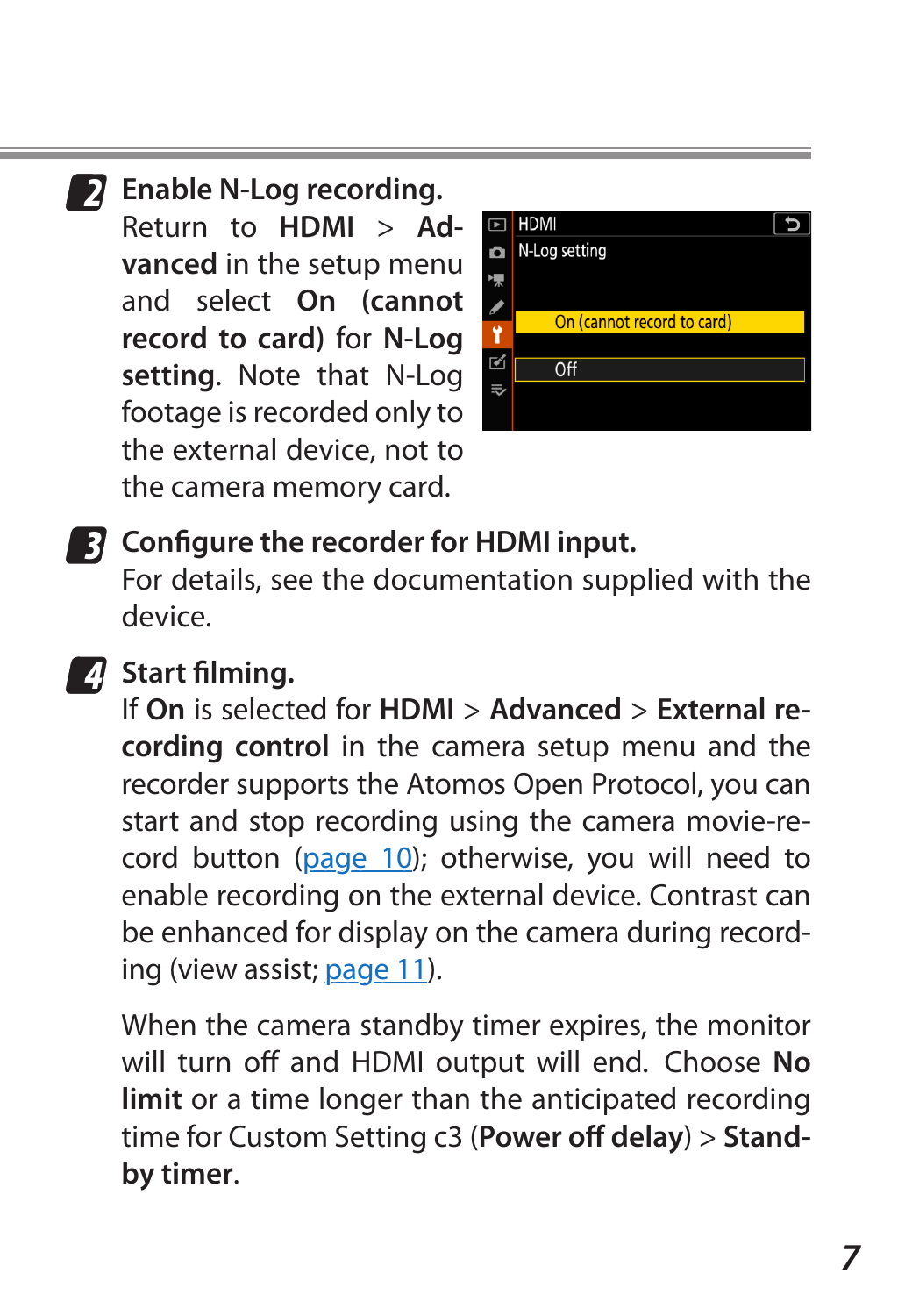**2** **Enable N-Log recording.**
Return to **HDMI** > **Advanced** in the setup menu and select **On (cannot record to card)** for **N-Log setting**. Note that N-Log footage is recorded only to the external device, not to the camera memory card.

**3** **Configure the recorder for HDMI input.**
For details, see the documentation supplied with the device.

**4** **Start filming.**
If **On** is selected for **HDMI** > **Advanced** > **External recording control** in the camera setup menu and the recorder supports the Atomos Open Protocol, you can start and stop recording using the camera movie-record button (page 10); otherwise, you will need to enable recording on the external device. Contrast can be enhanced for display on the camera during recording (view assist; page 11).

When the camera standby timer expires, the monitor will turn off and HDMI output will end. Choose **No limit** or a time longer than the anticipated recording time for Custom Setting c3 (**Power off delay**) > **Standby timer**.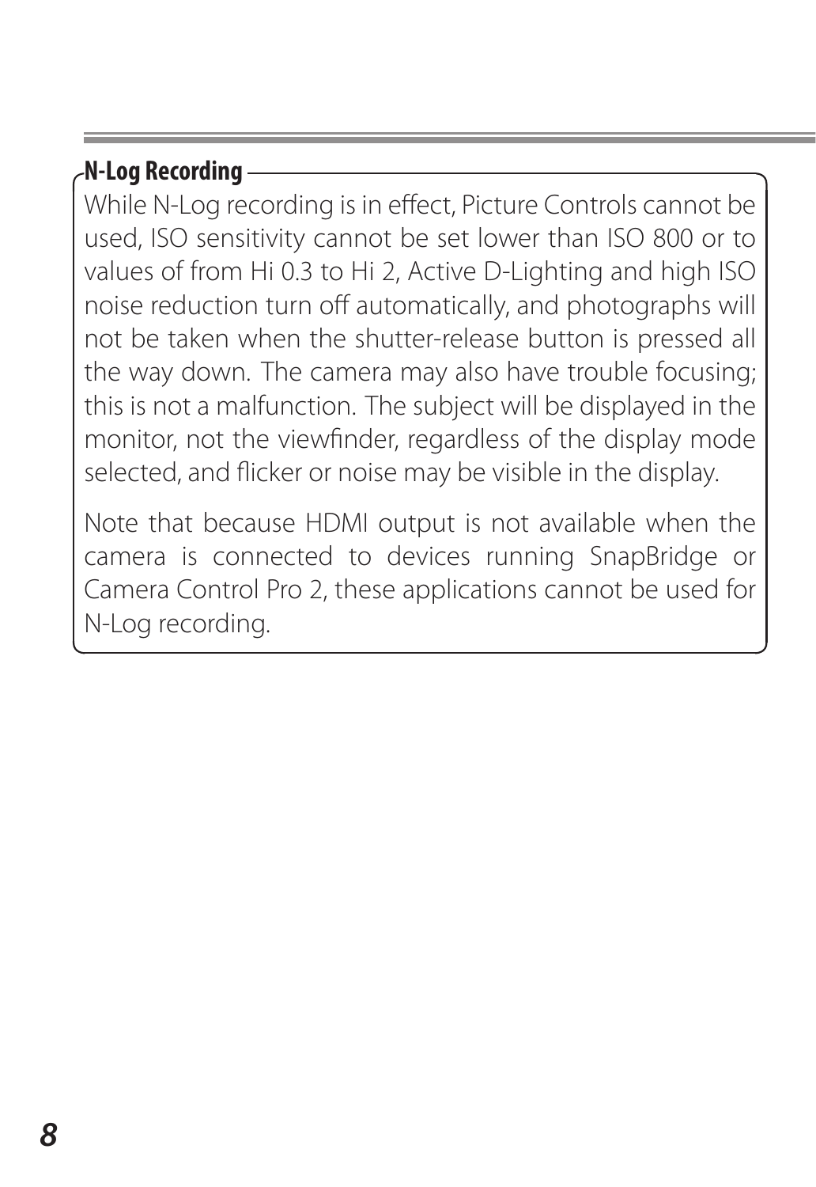### N-Log Recording

While N-Log recording is in effect, Picture Controls cannot be used, ISO sensitivity cannot be set lower than ISO 800 or to values of from Hi 0.3 to Hi 2, Active D-Lighting and high ISO noise reduction turn off automatically, and photographs will not be taken when the shutter-release button is pressed all the way down. The camera may also have trouble focusing; this is not a malfunction. The subject will be displayed in the monitor, not the viewfinder, regardless of the display mode selected, and flicker or noise may be visible in the display.

Note that because HDMI output is not available when the camera is connected to devices running SnapBridge or Camera Control Pro 2, these applications cannot be used for N-Log recording.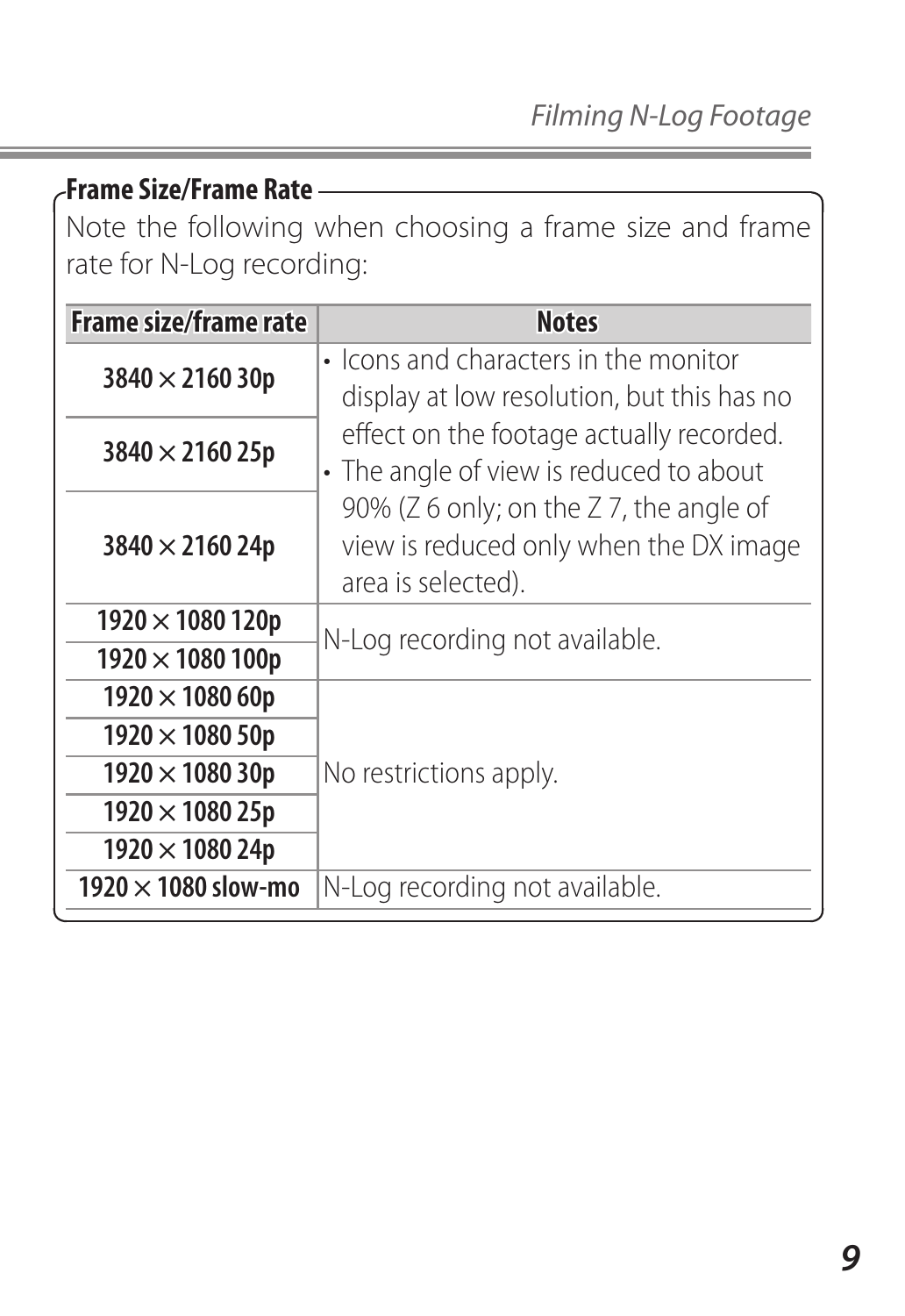### Frame Size/Frame Rate

Note the following when choosing a frame size and frame rate for N-Log recording:

| Frame size/frame rate | Notes |
| --- | --- |
| 3840 × 2160 30p | • Icons and characters in the monitor display at low resolution, but this has no effect on the footage actually recorded.<br>• The angle of view is reduced to about 90% (Z 6 only; on the Z 7, the angle of view is reduced only when the DX image area is selected). |
| 3840 × 2160 25p | |
| 3840 × 2160 24p | |
| 1920 × 1080 120p | N-Log recording not available. |
| 1920 × 1080 100p | |
| 1920 × 1080 60p | No restrictions apply. |
| 1920 × 1080 50p | |
| 1920 × 1080 30p | |
| 1920 × 1080 25p | |
| 1920 × 1080 24p | |
| 1920 × 1080 slow-mo | N-Log recording not available. |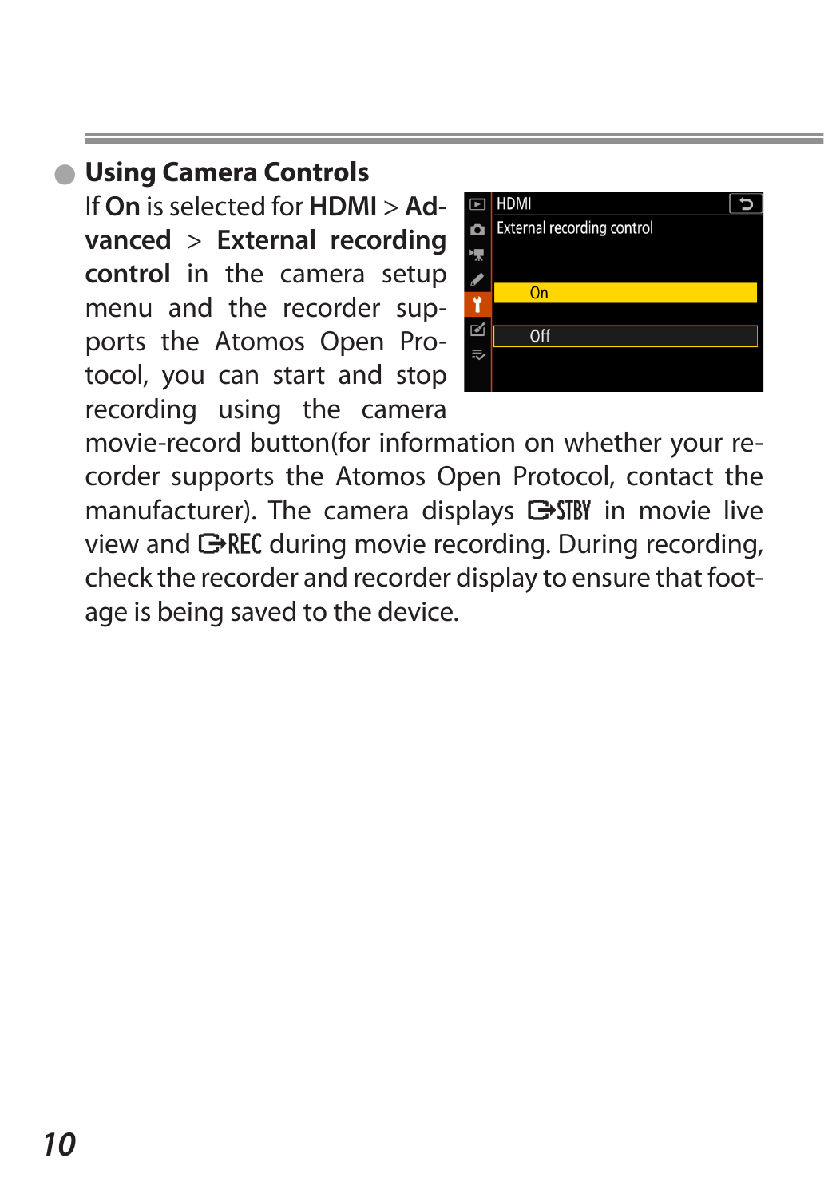## Using Camera Controls

If **On** is selected for **HDMI** > **Advanced** > **External recording control** in the camera setup menu and the recorder supports the Atomos Open Protocol, you can start and stop recording using the camera movie-record button(for information on whether your recorder supports the Atomos Open Protocol, contact the manufacturer). The camera displays ⇒STBY in movie live view and ⇒REC during movie recording. During recording, check the recorder and recorder display to ensure that footage is being saved to the device.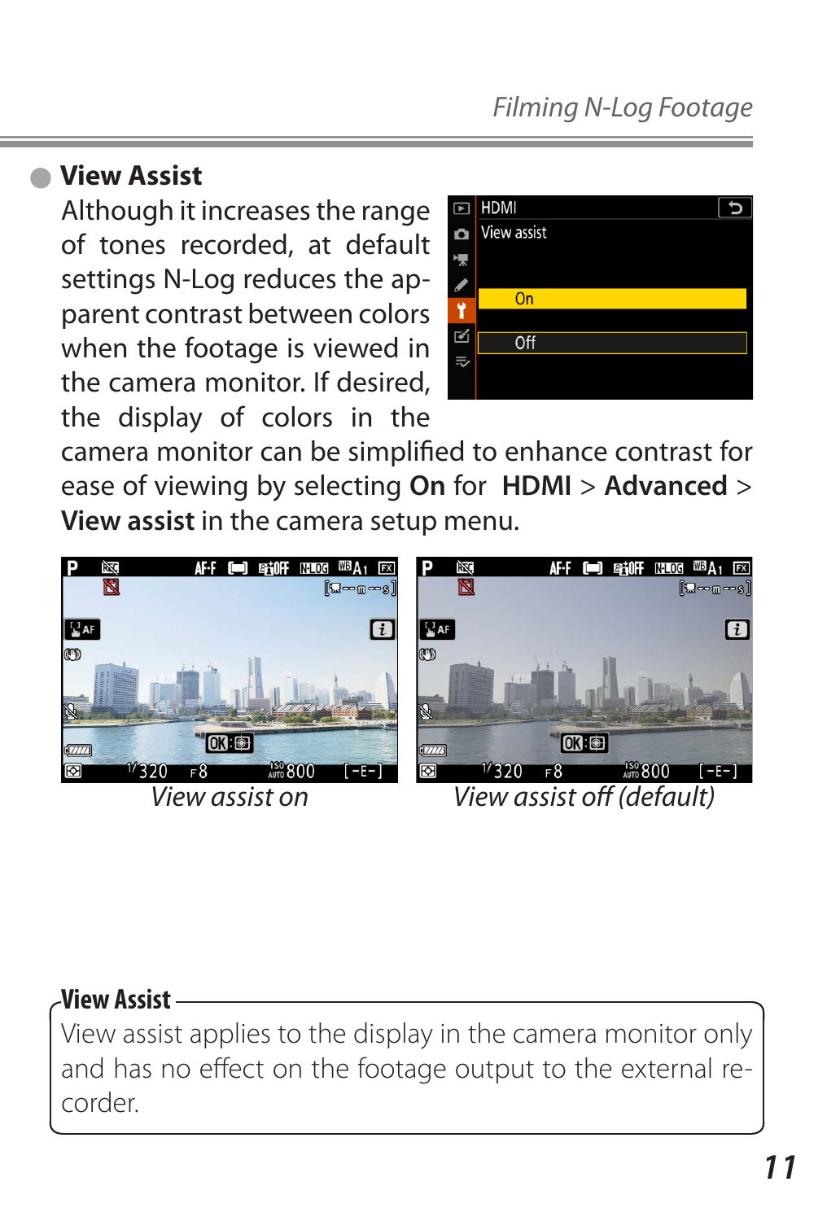## View Assist

Although it increases the range of tones recorded, at default settings N-Log reduces the apparent contrast between colors when the footage is viewed in the camera monitor. If desired, the display of colors in the camera monitor can be simplified to enhance contrast for ease of viewing by selecting **On** for **HDMI** > **Advanced** > **View assist** in the camera setup menu.

*View assist on*

*View assist off (default)*

**View Assist**

View assist applies to the display in the camera monitor only and has no effect on the footage output to the external recorder.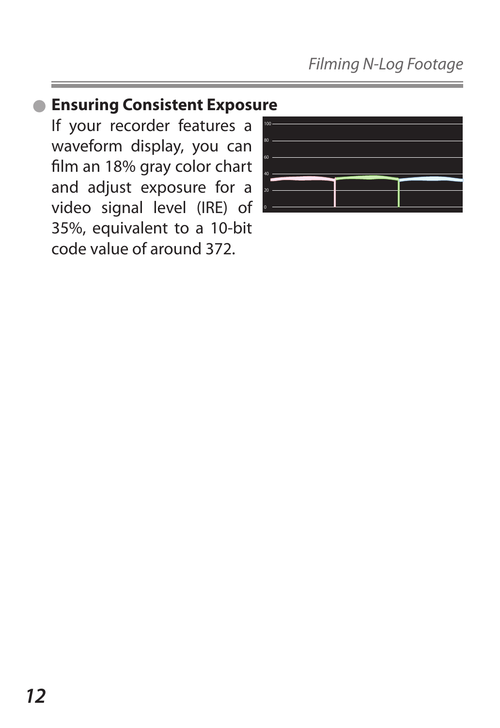## Ensuring Consistent Exposure

If your recorder features a waveform display, you can film an 18% gray color chart and adjust exposure for a video signal level (IRE) of 35%, equivalent to a 10-bit code value of around 372.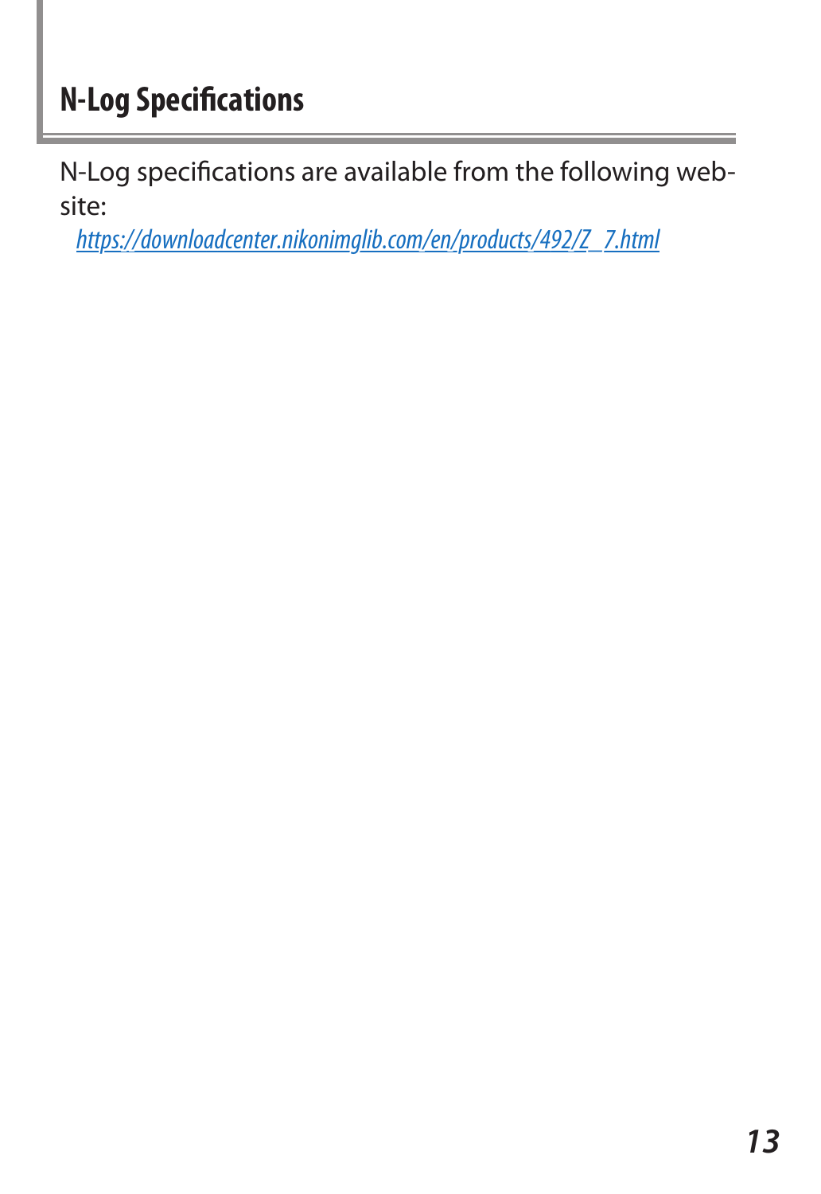## N-Log Specifications

N-Log specifications are available from the following website:

https://downloadcenter.nikonimglib.com/en/products/492/Z_7.html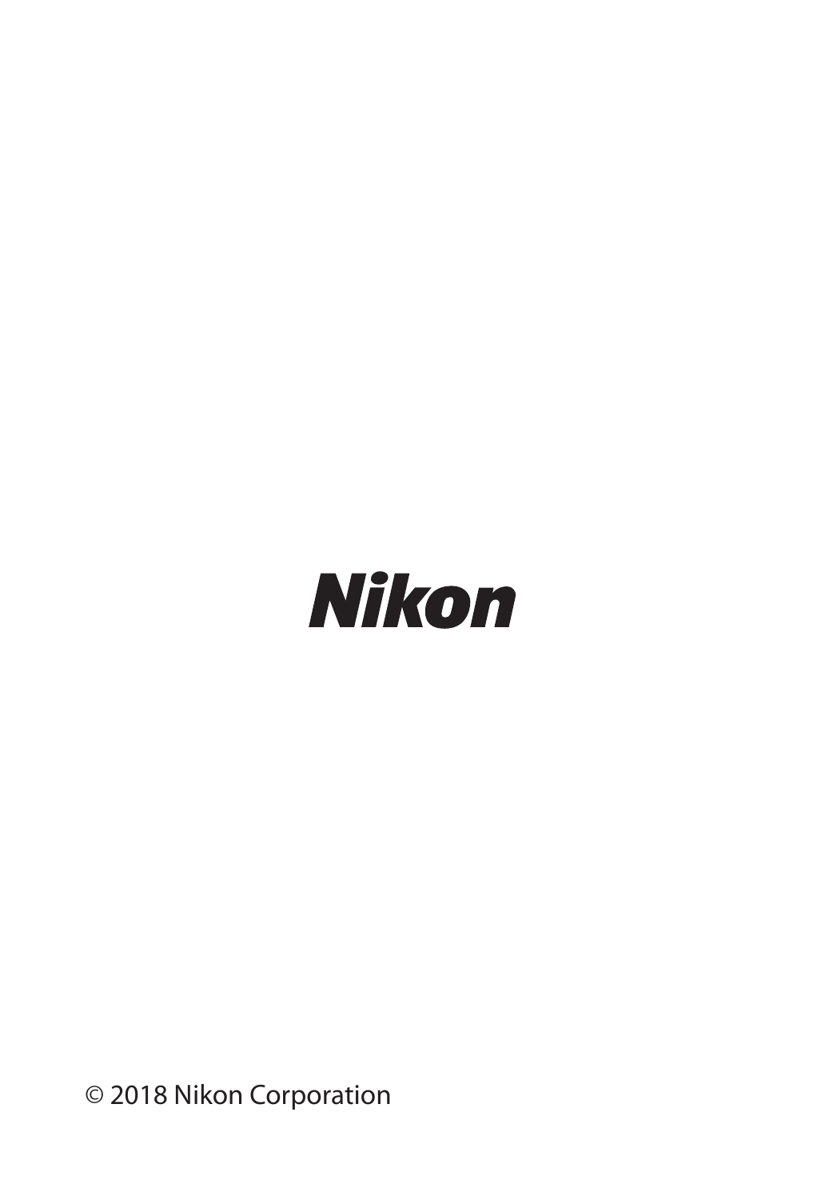Nikon

© 2018 Nikon Corporation